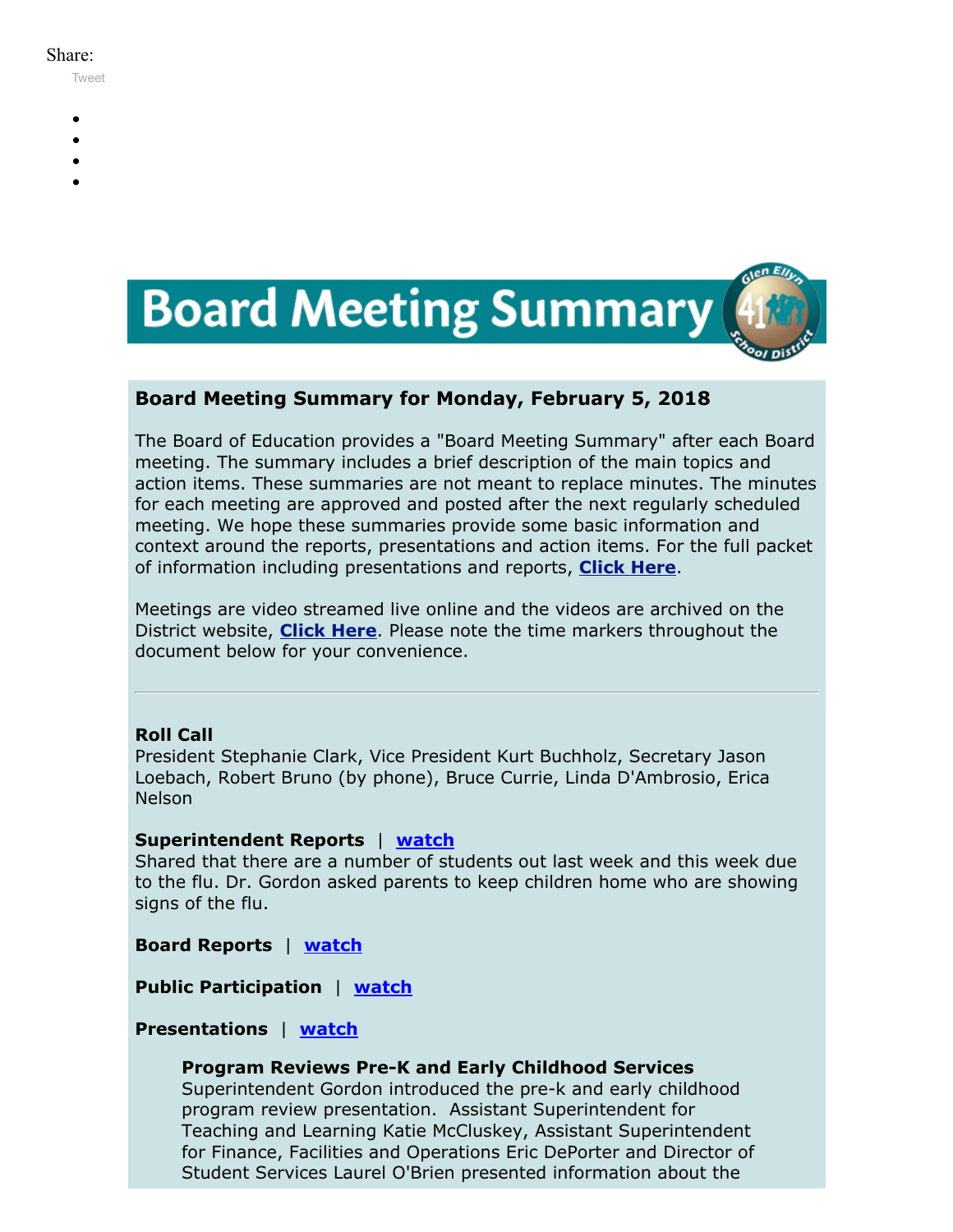Share:

Tweet

# Board Meeting Summary

## Board Meeting Summary for Monday, February 5, 2018

The Board of Education provides a "Board Meeting Summary" after each Board meeting. The summary includes a brief description of the main topics and action items. These summaries are not meant to replace minutes. The minutes for each meeting are approved and posted after the next regularly scheduled meeting. We hope these summaries provide some basic information and context around the reports, presentations and action items. For the full packet of information including presentations and reports, **Click Here**.

Meetings are video streamed live online and the videos are archived on the District website, **Click Here**. Please note the time markers throughout the document below for your convenience.

---

**Roll Call**
President Stephanie Clark, Vice President Kurt Buchholz, Secretary Jason Loebach, Robert Bruno (by phone), Bruce Currie, Linda D'Ambrosio, Erica Nelson

**Superintendent Reports** | **watch**
Shared that there are a number of students out last week and this week due to the flu. Dr. Gordon asked parents to keep children home who are showing signs of the flu.

**Board Reports** | **watch**

**Public Participation** | **watch**

**Presentations** | **watch**

**Program Reviews Pre-K and Early Childhood Services**
Superintendent Gordon introduced the pre-k and early childhood program review presentation. Assistant Superintendent for Teaching and Learning Katie McCluskey, Assistant Superintendent for Finance, Facilities and Operations Eric DePorter and Director of Student Services Laurel O'Brien presented information about the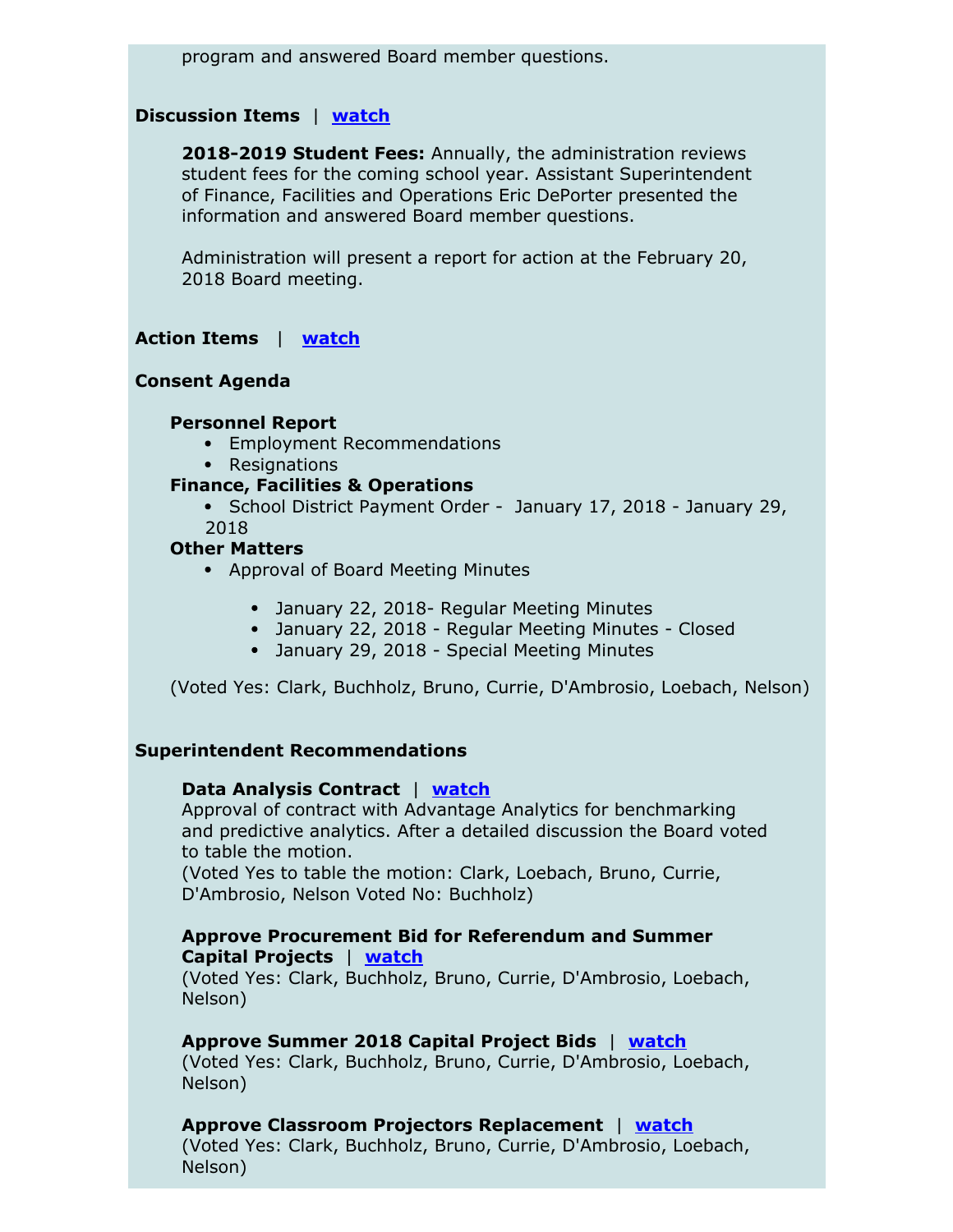program and answered Board member questions.

**Discussion Items** | **watch**

**2018-2019 Student Fees:** Annually, the administration reviews student fees for the coming school year. Assistant Superintendent of Finance, Facilities and Operations Eric DePorter presented the information and answered Board member questions.

Administration will present a report for action at the February 20, 2018 Board meeting.

**Action Items** | **watch**

**Consent Agenda**

**Personnel Report**

- Employment Recommendations
- Resignations

**Finance, Facilities & Operations**

- School District Payment Order - January 17, 2018 - January 29, 2018

**Other Matters**

- Approval of Board Meeting Minutes
  - January 22, 2018- Regular Meeting Minutes
  - January 22, 2018 - Regular Meeting Minutes - Closed
  - January 29, 2018 - Special Meeting Minutes

(Voted Yes: Clark, Buchholz, Bruno, Currie, D'Ambrosio, Loebach, Nelson)

**Superintendent Recommendations**

**Data Analysis Contract** | **watch**
Approval of contract with Advantage Analytics for benchmarking and predictive analytics. After a detailed discussion the Board voted to table the motion.
(Voted Yes to table the motion: Clark, Loebach, Bruno, Currie, D'Ambrosio, Nelson Voted No: Buchholz)

**Approve Procurement Bid for Referendum and Summer Capital Projects** | **watch**
(Voted Yes: Clark, Buchholz, Bruno, Currie, D'Ambrosio, Loebach, Nelson)

**Approve Summer 2018 Capital Project Bids** | **watch**
(Voted Yes: Clark, Buchholz, Bruno, Currie, D'Ambrosio, Loebach, Nelson)

**Approve Classroom Projectors Replacement** | **watch**
(Voted Yes: Clark, Buchholz, Bruno, Currie, D'Ambrosio, Loebach, Nelson)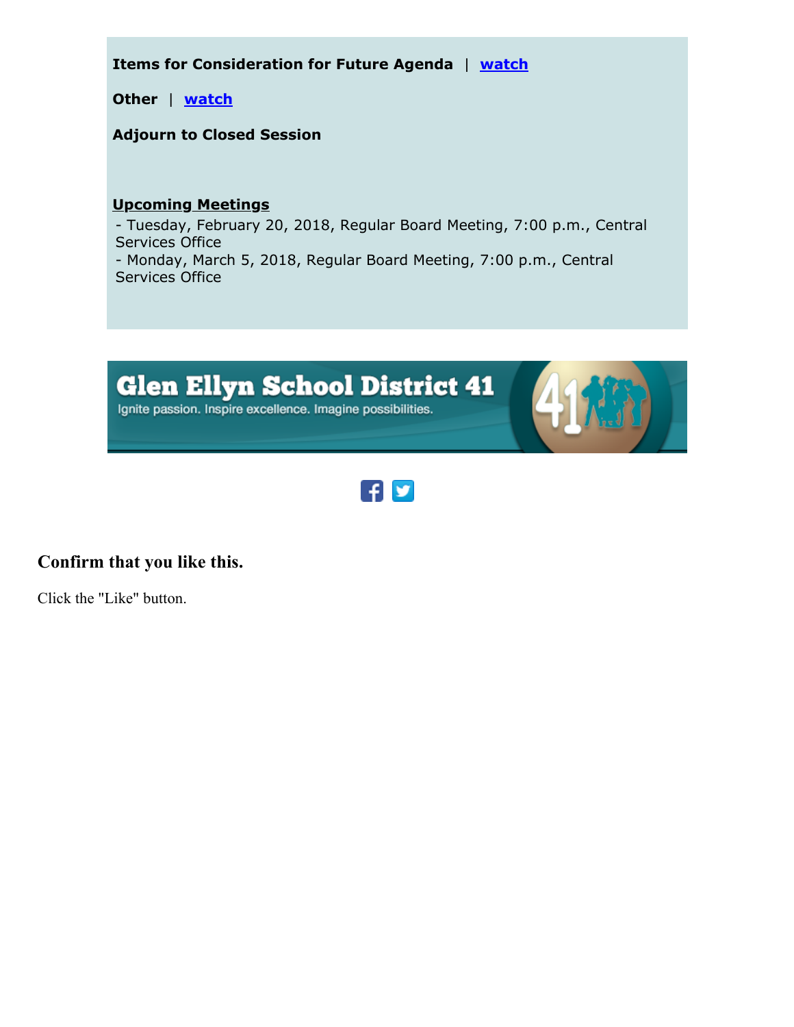**Items for Consideration for Future Agenda** | **[watch]**

**Other** | **[watch]**

**Adjourn to Closed Session**

**Upcoming Meetings**

- Tuesday, February 20, 2018, Regular Board Meeting, 7:00 p.m., Central Services Office
- Monday, March 5, 2018, Regular Board Meeting, 7:00 p.m., Central Services Office

Glen Ellyn School District 41

Ignite passion. Inspire excellence. Imagine possibilities.

### Confirm that you like this.

Click the "Like" button.